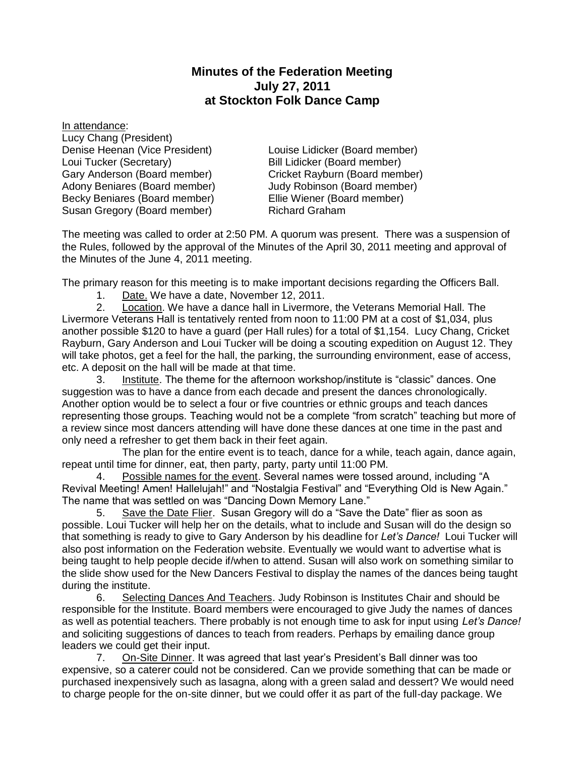# Minutes of the Federation Meeting
## July 27, 2011
## at Stockton Folk Dance Camp

In attendance:

Lucy Chang (President)
Denise Heenan (Vice President)
Loui Tucker (Secretary)
Gary Anderson (Board member)
Adony Beniares (Board member)
Becky Beniares (Board member)
Susan Gregory (Board member)
Louise Lidicker (Board member)
Bill Lidicker (Board member)
Cricket Rayburn (Board member)
Judy Robinson (Board member)
Ellie Wiener (Board member)
Richard Graham

The meeting was called to order at 2:50 PM. A quorum was present. There was a suspension of the Rules, followed by the approval of the Minutes of the April 30, 2011 meeting and approval of the Minutes of the June 4, 2011 meeting.

The primary reason for this meeting is to make important decisions regarding the Officers Ball.

1. Date. We have a date, November 12, 2011.
2. Location. We have a dance hall in Livermore, the Veterans Memorial Hall. The Livermore Veterans Hall is tentatively rented from noon to 11:00 PM at a cost of $1,034, plus another possible $120 to have a guard (per Hall rules) for a total of $1,154. Lucy Chang, Cricket Rayburn, Gary Anderson and Loui Tucker will be doing a scouting expedition on August 12. They will take photos, get a feel for the hall, the parking, the surrounding environment, ease of access, etc. A deposit on the hall will be made at that time.
3. Institute. The theme for the afternoon workshop/institute is "classic" dances. One suggestion was to have a dance from each decade and present the dances chronologically. Another option would be to select a four or five countries or ethnic groups and teach dances representing those groups. Teaching would not be a complete "from scratch" teaching but more of a review since most dancers attending will have done these dances at one time in the past and only need a refresher to get them back in their feet again.

   The plan for the entire event is to teach, dance for a while, teach again, dance again, repeat until time for dinner, eat, then party, party, party until 11:00 PM.
4. Possible names for the event. Several names were tossed around, including "A Revival Meeting! Amen! Hallelujah!" and "Nostalgia Festival" and "Everything Old is New Again." The name that was settled on was "Dancing Down Memory Lane."
5. Save the Date Flier. Susan Gregory will do a "Save the Date" flier as soon as possible. Loui Tucker will help her on the details, what to include and Susan will do the design so that something is ready to give to Gary Anderson by his deadline for *Let's Dance!* Loui Tucker will also post information on the Federation website. Eventually we would want to advertise what is being taught to help people decide if/when to attend. Susan will also work on something similar to the slide show used for the New Dancers Festival to display the names of the dances being taught during the institute.
6. Selecting Dances And Teachers. Judy Robinson is Institutes Chair and should be responsible for the Institute. Board members were encouraged to give Judy the names of dances as well as potential teachers. There probably is not enough time to ask for input using *Let's Dance!* and soliciting suggestions of dances to teach from readers. Perhaps by emailing dance group leaders we could get their input.
7. On-Site Dinner. It was agreed that last year's President's Ball dinner was too expensive, so a caterer could not be considered. Can we provide something that can be made or purchased inexpensively such as lasagna, along with a green salad and dessert? We would need to charge people for the on-site dinner, but we could offer it as part of the full-day package. We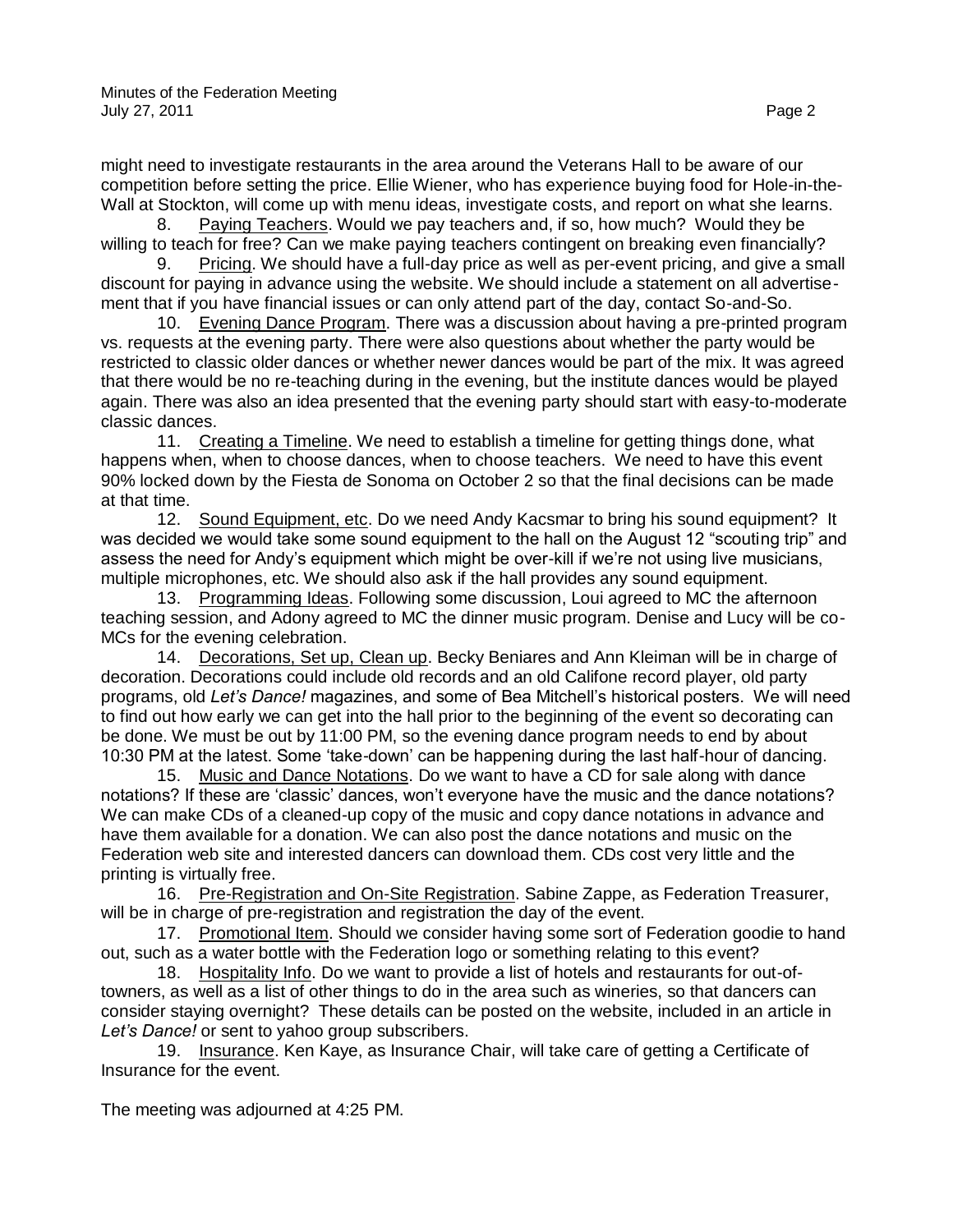might need to investigate restaurants in the area around the Veterans Hall to be aware of our competition before setting the price. Ellie Wiener, who has experience buying food for Hole-in-the-Wall at Stockton, will come up with menu ideas, investigate costs, and report on what she learns.

8. <u>Paying Teachers</u>. Would we pay teachers and, if so, how much? Would they be willing to teach for free? Can we make paying teachers contingent on breaking even financially?

9. <u>Pricing</u>. We should have a full-day price as well as per-event pricing, and give a small discount for paying in advance using the website. We should include a statement on all advertisement that if you have financial issues or can only attend part of the day, contact So-and-So.

10. <u>Evening Dance Program</u>. There was a discussion about having a pre-printed program vs. requests at the evening party. There were also questions about whether the party would be restricted to classic older dances or whether newer dances would be part of the mix. It was agreed that there would be no re-teaching during in the evening, but the institute dances would be played again. There was also an idea presented that the evening party should start with easy-to-moderate classic dances.

11. <u>Creating a Timeline</u>. We need to establish a timeline for getting things done, what happens when, when to choose dances, when to choose teachers. We need to have this event 90% locked down by the Fiesta de Sonoma on October 2 so that the final decisions can be made at that time.

12. <u>Sound Equipment, etc</u>. Do we need Andy Kacsmar to bring his sound equipment? It was decided we would take some sound equipment to the hall on the August 12 "scouting trip" and assess the need for Andy's equipment which might be over-kill if we're not using live musicians, multiple microphones, etc. We should also ask if the hall provides any sound equipment.

13. <u>Programming Ideas</u>. Following some discussion, Loui agreed to MC the afternoon teaching session, and Adony agreed to MC the dinner music program. Denise and Lucy will be co-MCs for the evening celebration.

14. <u>Decorations, Set up, Clean up</u>. Becky Beniares and Ann Kleiman will be in charge of decoration. Decorations could include old records and an old Califone record player, old party programs, old *Let's Dance!* magazines, and some of Bea Mitchell's historical posters. We will need to find out how early we can get into the hall prior to the beginning of the event so decorating can be done. We must be out by 11:00 PM, so the evening dance program needs to end by about 10:30 PM at the latest. Some 'take-down' can be happening during the last half-hour of dancing.

15. <u>Music and Dance Notations</u>. Do we want to have a CD for sale along with dance notations? If these are 'classic' dances, won't everyone have the music and the dance notations? We can make CDs of a cleaned-up copy of the music and copy dance notations in advance and have them available for a donation. We can also post the dance notations and music on the Federation web site and interested dancers can download them. CDs cost very little and the printing is virtually free.

16. <u>Pre-Registration and On-Site Registration</u>. Sabine Zappe, as Federation Treasurer, will be in charge of pre-registration and registration the day of the event.

17. <u>Promotional Item</u>. Should we consider having some sort of Federation goodie to hand out, such as a water bottle with the Federation logo or something relating to this event?

18. <u>Hospitality Info</u>. Do we want to provide a list of hotels and restaurants for out-of-towners, as well as a list of other things to do in the area such as wineries, so that dancers can consider staying overnight? These details can be posted on the website, included in an article in *Let's Dance!* or sent to yahoo group subscribers.

19. <u>Insurance</u>. Ken Kaye, as Insurance Chair, will take care of getting a Certificate of Insurance for the event.

The meeting was adjourned at 4:25 PM.